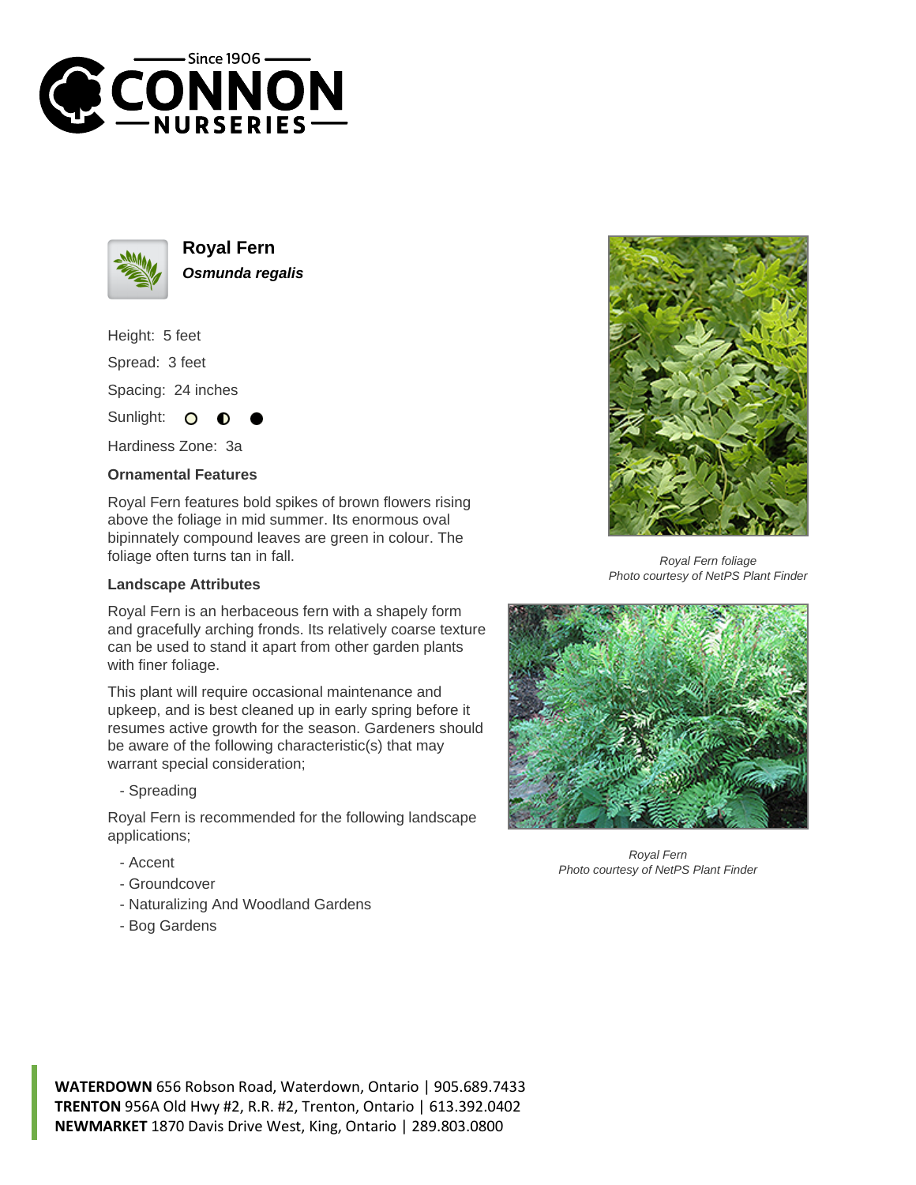# Royal Fern

***Osmunda regalis***

Height: 5 feet

Spread: 3 feet

Spacing: 24 inches

Sunlight: ○ ◐ ●

Hardiness Zone: 3a

### Ornamental Features

Royal Fern features bold spikes of brown flowers rising above the foliage in mid summer. Its enormous oval bipinnately compound leaves are green in colour. The foliage often turns tan in fall.

### Landscape Attributes

Royal Fern is an herbaceous fern with a shapely form and gracefully arching fronds. Its relatively coarse texture can be used to stand it apart from other garden plants with finer foliage.

This plant will require occasional maintenance and upkeep, and is best cleaned up in early spring before it resumes active growth for the season. Gardeners should be aware of the following characteristic(s) that may warrant special consideration;

- Spreading

Royal Fern is recommended for the following landscape applications;

- Accent
- Groundcover
- Naturalizing And Woodland Gardens
- Bog Gardens

*Royal Fern foliage*
*Photo courtesy of NetPS Plant Finder*

*Royal Fern*
*Photo courtesy of NetPS Plant Finder*

**WATERDOWN** 656 Robson Road, Waterdown, Ontario | 905.689.7433
**TRENTON** 956A Old Hwy #2, R.R. #2, Trenton, Ontario | 613.392.0402
**NEWMARKET** 1870 Davis Drive West, King, Ontario | 289.803.0800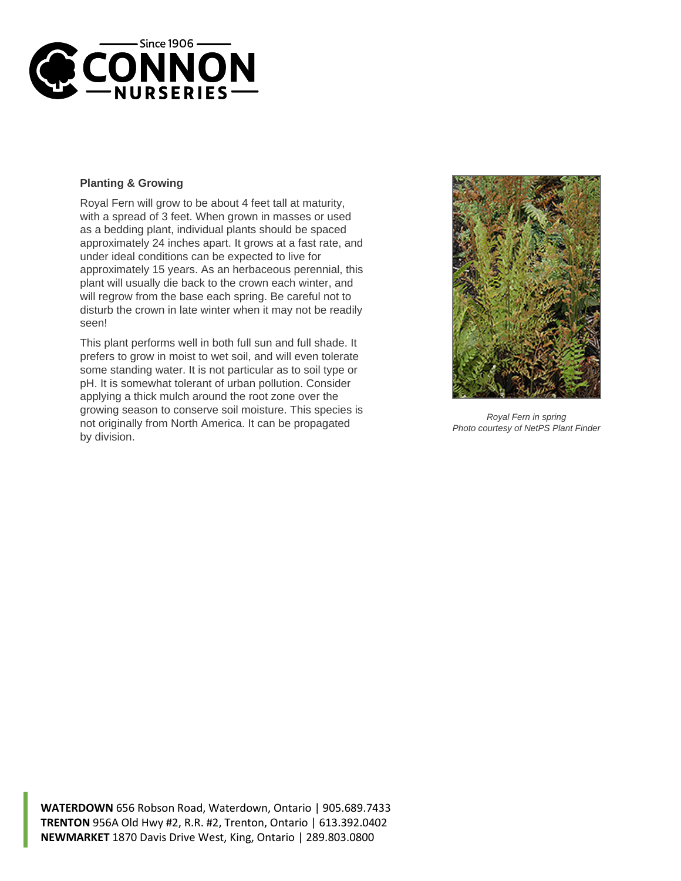### Planting & Growing

Royal Fern will grow to be about 4 feet tall at maturity, with a spread of 3 feet. When grown in masses or used as a bedding plant, individual plants should be spaced approximately 24 inches apart. It grows at a fast rate, and under ideal conditions can be expected to live for approximately 15 years. As an herbaceous perennial, this plant will usually die back to the crown each winter, and will regrow from the base each spring. Be careful not to disturb the crown in late winter when it may not be readily seen!

This plant performs well in both full sun and full shade. It prefers to grow in moist to wet soil, and will even tolerate some standing water. It is not particular as to soil type or pH. It is somewhat tolerant of urban pollution. Consider applying a thick mulch around the root zone over the growing season to conserve soil moisture. This species is not originally from North America. It can be propagated by division.

*Royal Fern in spring*
*Photo courtesy of NetPS Plant Finder*

**WATERDOWN** 656 Robson Road, Waterdown, Ontario | 905.689.7433
**TRENTON** 956A Old Hwy #2, R.R. #2, Trenton, Ontario | 613.392.0402
**NEWMARKET** 1870 Davis Drive West, King, Ontario | 289.803.0800